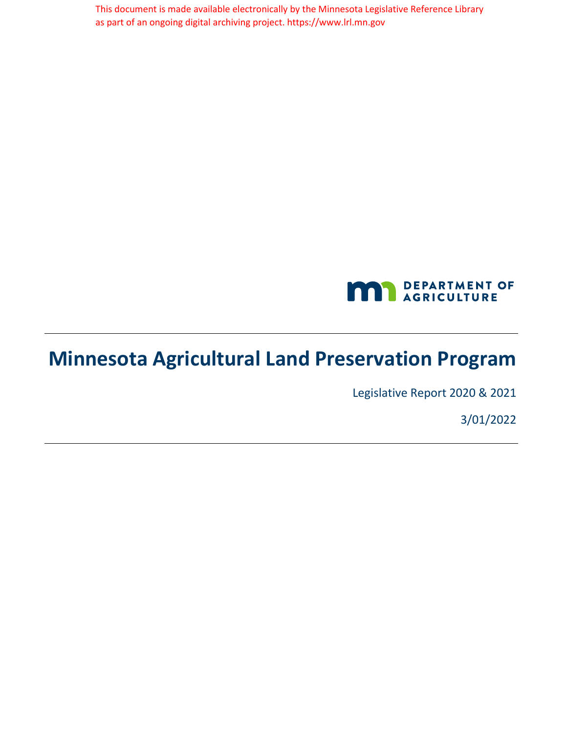This document is made available electronically by the Minnesota Legislative Reference Library as part of an ongoing digital archiving project. https://www.lrl.mn.gov

DEPARTMENT OF AGRICULTURE

# Minnesota Agricultural Land Preservation Program

Legislative Report 2020 & 2021

3/01/2022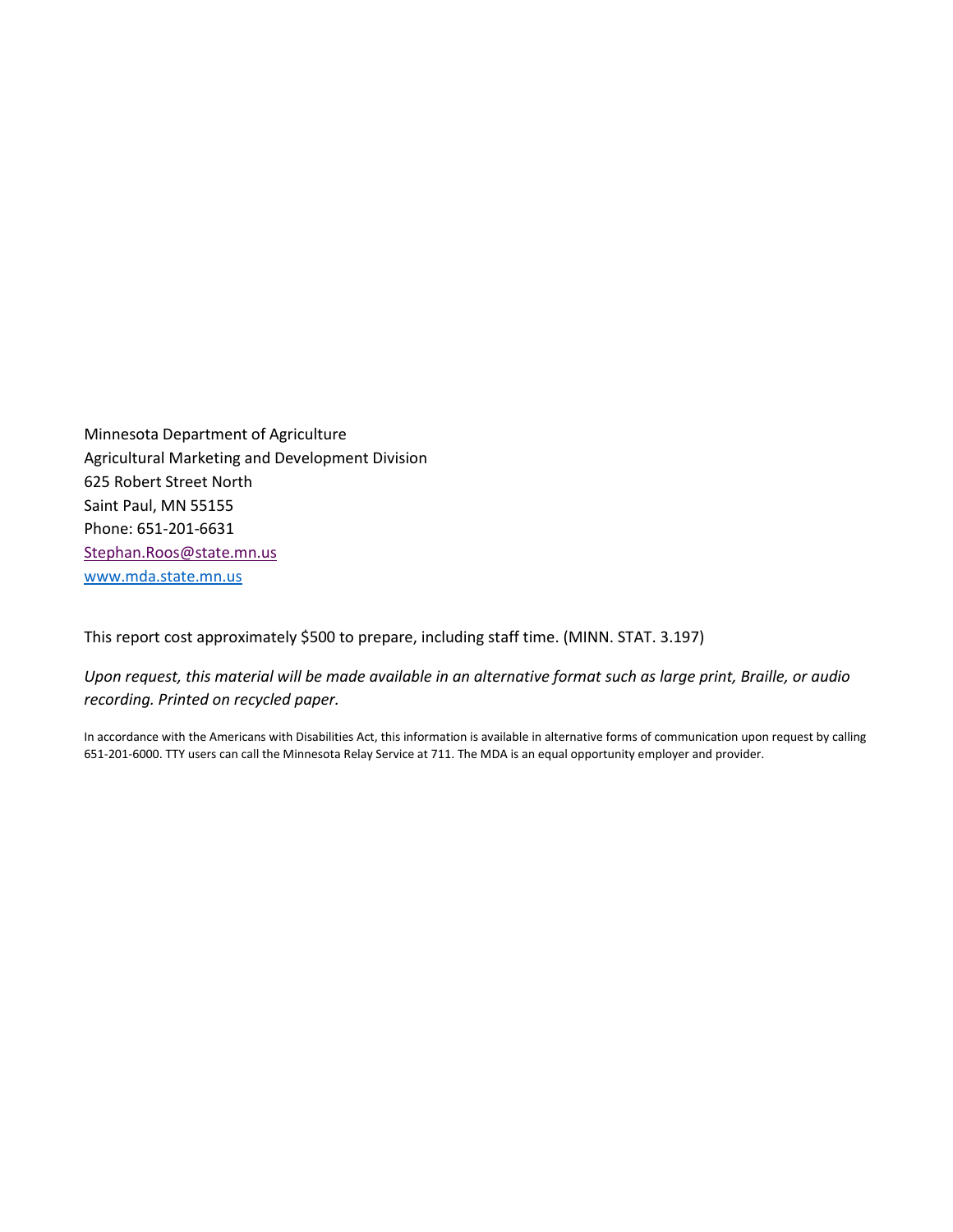Minnesota Department of Agriculture
Agricultural Marketing and Development Division
625 Robert Street North
Saint Paul, MN 55155
Phone: 651-201-6631
Stephan.Roos@state.mn.us
www.mda.state.mn.us

This report cost approximately $500 to prepare, including staff time. (MINN. STAT. 3.197)

*Upon request, this material will be made available in an alternative format such as large print, Braille, or audio recording. Printed on recycled paper.*

In accordance with the Americans with Disabilities Act, this information is available in alternative forms of communication upon request by calling 651-201-6000. TTY users can call the Minnesota Relay Service at 711. The MDA is an equal opportunity employer and provider.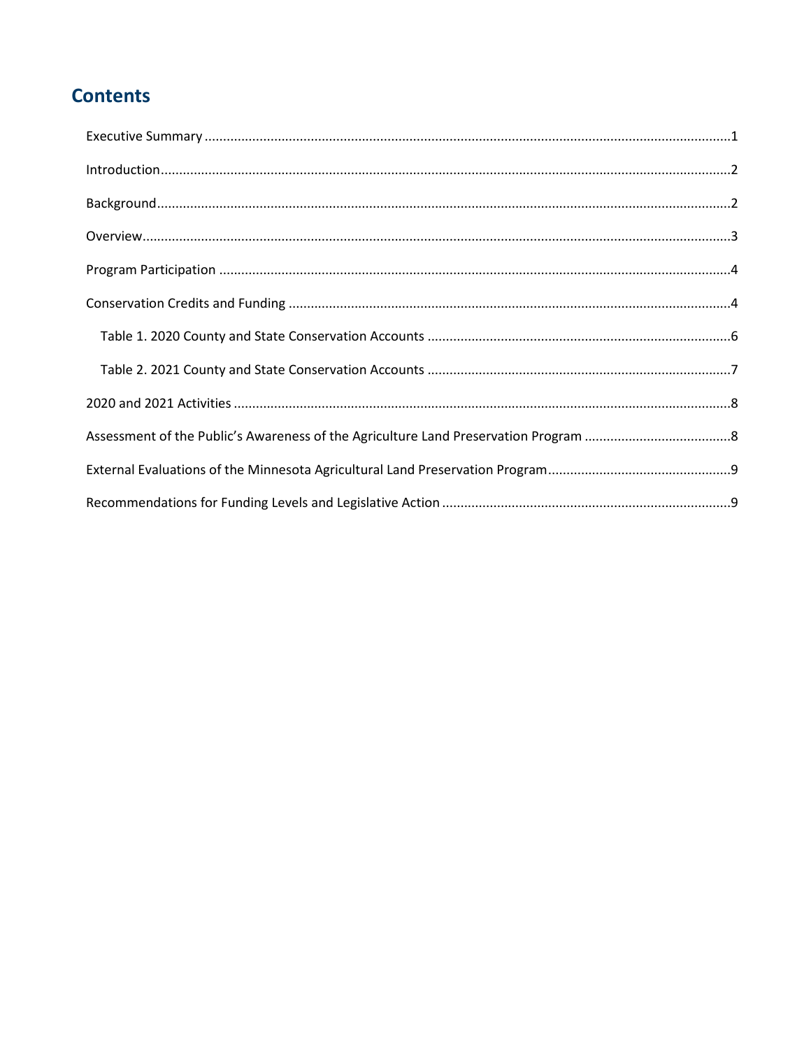## Contents

Executive Summary ............................................................................................................................1

Introduction........................................................................................................................................2

Background.........................................................................................................................................2

Overview.............................................................................................................................................3

Program Participation ........................................................................................................................4

Conservation Credits and Funding ......................................................................................................4

- Table 1. 2020 County and State Conservation Accounts .................................................................6
- Table 2. 2021 County and State Conservation Accounts .................................................................7

2020 and 2021 Activities .....................................................................................................................8

Assessment of the Public's Awareness of the Agriculture Land Preservation Program .......................................8

External Evaluations of the Minnesota Agricultural Land Preservation Program...............................................9

Recommendations for Funding Levels and Legislative Action ..............................................................................9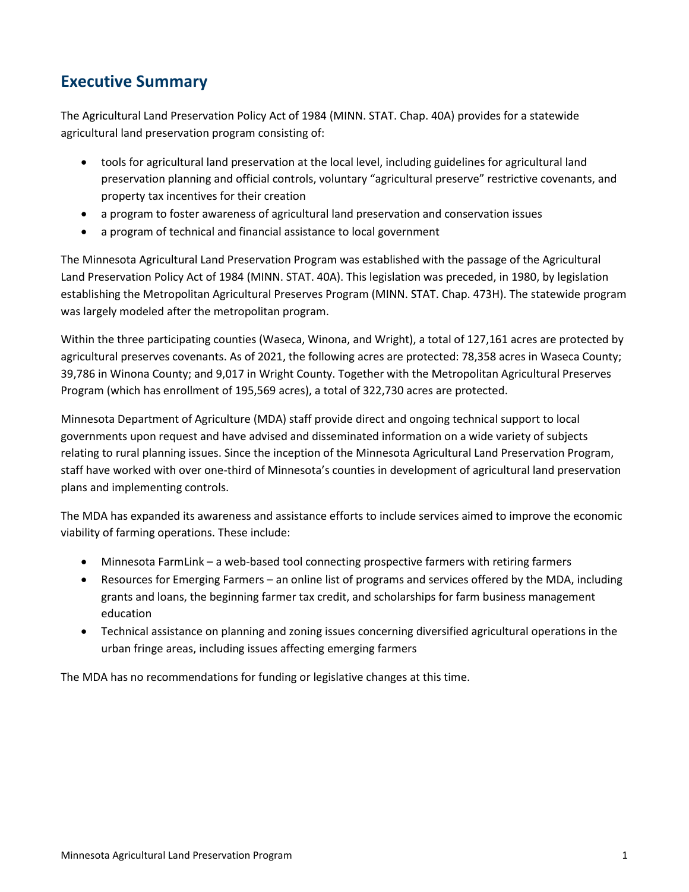## Executive Summary

The Agricultural Land Preservation Policy Act of 1984 (MINN. STAT. Chap. 40A) provides for a statewide agricultural land preservation program consisting of:

- tools for agricultural land preservation at the local level, including guidelines for agricultural land preservation planning and official controls, voluntary "agricultural preserve" restrictive covenants, and property tax incentives for their creation
- a program to foster awareness of agricultural land preservation and conservation issues
- a program of technical and financial assistance to local government

The Minnesota Agricultural Land Preservation Program was established with the passage of the Agricultural Land Preservation Policy Act of 1984 (MINN. STAT. 40A). This legislation was preceded, in 1980, by legislation establishing the Metropolitan Agricultural Preserves Program (MINN. STAT. Chap. 473H). The statewide program was largely modeled after the metropolitan program.

Within the three participating counties (Waseca, Winona, and Wright), a total of 127,161 acres are protected by agricultural preserves covenants. As of 2021, the following acres are protected: 78,358 acres in Waseca County; 39,786 in Winona County; and 9,017 in Wright County. Together with the Metropolitan Agricultural Preserves Program (which has enrollment of 195,569 acres), a total of 322,730 acres are protected.

Minnesota Department of Agriculture (MDA) staff provide direct and ongoing technical support to local governments upon request and have advised and disseminated information on a wide variety of subjects relating to rural planning issues. Since the inception of the Minnesota Agricultural Land Preservation Program, staff have worked with over one-third of Minnesota's counties in development of agricultural land preservation plans and implementing controls.

The MDA has expanded its awareness and assistance efforts to include services aimed to improve the economic viability of farming operations. These include:

- Minnesota FarmLink – a web-based tool connecting prospective farmers with retiring farmers
- Resources for Emerging Farmers – an online list of programs and services offered by the MDA, including grants and loans, the beginning farmer tax credit, and scholarships for farm business management education
- Technical assistance on planning and zoning issues concerning diversified agricultural operations in the urban fringe areas, including issues affecting emerging farmers

The MDA has no recommendations for funding or legislative changes at this time.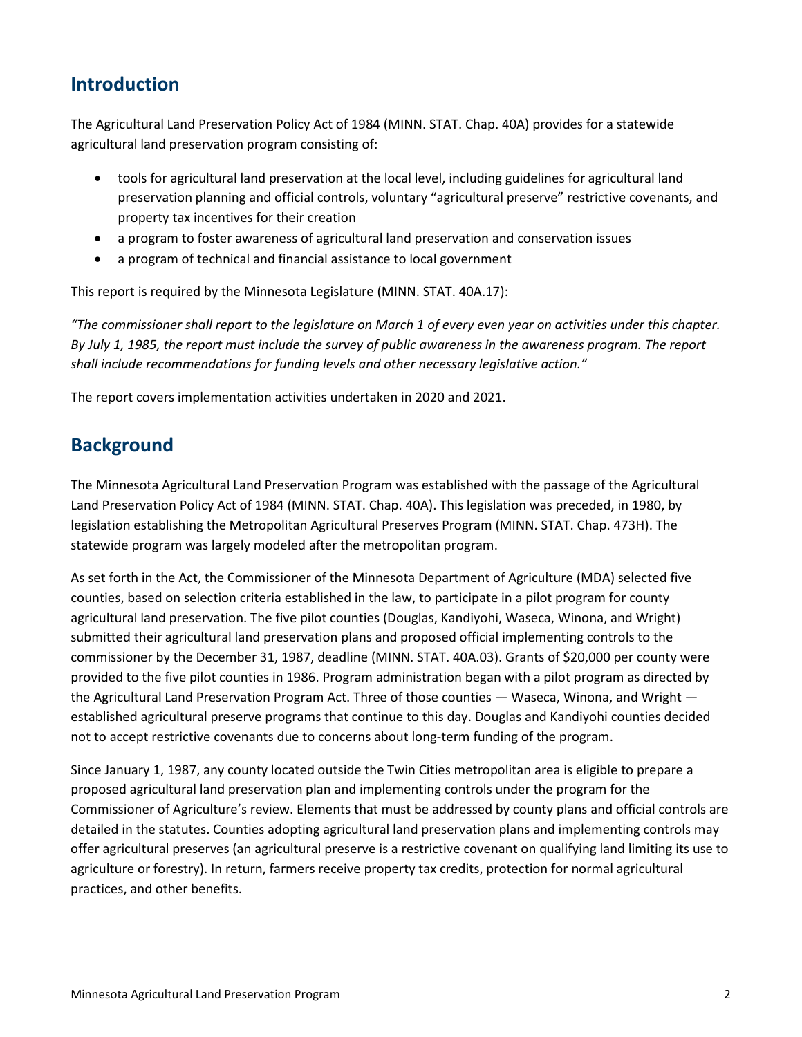## Introduction

The Agricultural Land Preservation Policy Act of 1984 (MINN. STAT. Chap. 40A) provides for a statewide agricultural land preservation program consisting of:

- tools for agricultural land preservation at the local level, including guidelines for agricultural land preservation planning and official controls, voluntary "agricultural preserve" restrictive covenants, and property tax incentives for their creation
- a program to foster awareness of agricultural land preservation and conservation issues
- a program of technical and financial assistance to local government

This report is required by the Minnesota Legislature (MINN. STAT. 40A.17):

*"The commissioner shall report to the legislature on March 1 of every even year on activities under this chapter. By July 1, 1985, the report must include the survey of public awareness in the awareness program. The report shall include recommendations for funding levels and other necessary legislative action."*

The report covers implementation activities undertaken in 2020 and 2021.

## Background

The Minnesota Agricultural Land Preservation Program was established with the passage of the Agricultural Land Preservation Policy Act of 1984 (MINN. STAT. Chap. 40A). This legislation was preceded, in 1980, by legislation establishing the Metropolitan Agricultural Preserves Program (MINN. STAT. Chap. 473H). The statewide program was largely modeled after the metropolitan program.

As set forth in the Act, the Commissioner of the Minnesota Department of Agriculture (MDA) selected five counties, based on selection criteria established in the law, to participate in a pilot program for county agricultural land preservation. The five pilot counties (Douglas, Kandiyohi, Waseca, Winona, and Wright) submitted their agricultural land preservation plans and proposed official implementing controls to the commissioner by the December 31, 1987, deadline (MINN. STAT. 40A.03). Grants of $20,000 per county were provided to the five pilot counties in 1986. Program administration began with a pilot program as directed by the Agricultural Land Preservation Program Act. Three of those counties — Waseca, Winona, and Wright — established agricultural preserve programs that continue to this day. Douglas and Kandiyohi counties decided not to accept restrictive covenants due to concerns about long-term funding of the program.

Since January 1, 1987, any county located outside the Twin Cities metropolitan area is eligible to prepare a proposed agricultural land preservation plan and implementing controls under the program for the Commissioner of Agriculture's review. Elements that must be addressed by county plans and official controls are detailed in the statutes. Counties adopting agricultural land preservation plans and implementing controls may offer agricultural preserves (an agricultural preserve is a restrictive covenant on qualifying land limiting its use to agriculture or forestry). In return, farmers receive property tax credits, protection for normal agricultural practices, and other benefits.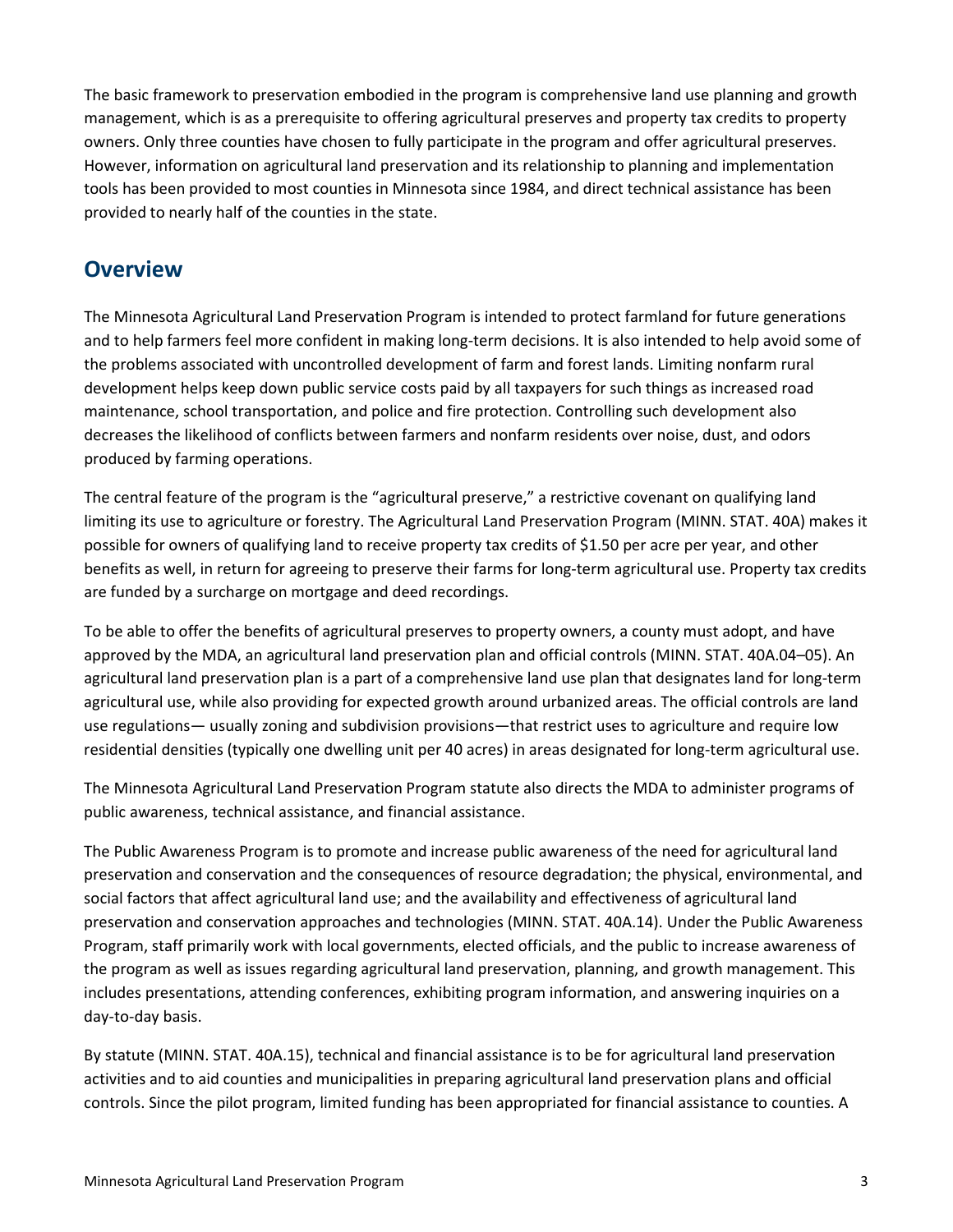The basic framework to preservation embodied in the program is comprehensive land use planning and growth management, which is as a prerequisite to offering agricultural preserves and property tax credits to property owners. Only three counties have chosen to fully participate in the program and offer agricultural preserves. However, information on agricultural land preservation and its relationship to planning and implementation tools has been provided to most counties in Minnesota since 1984, and direct technical assistance has been provided to nearly half of the counties in the state.

## Overview

The Minnesota Agricultural Land Preservation Program is intended to protect farmland for future generations and to help farmers feel more confident in making long-term decisions. It is also intended to help avoid some of the problems associated with uncontrolled development of farm and forest lands. Limiting nonfarm rural development helps keep down public service costs paid by all taxpayers for such things as increased road maintenance, school transportation, and police and fire protection. Controlling such development also decreases the likelihood of conflicts between farmers and nonfarm residents over noise, dust, and odors produced by farming operations.

The central feature of the program is the "agricultural preserve," a restrictive covenant on qualifying land limiting its use to agriculture or forestry. The Agricultural Land Preservation Program (MINN. STAT. 40A) makes it possible for owners of qualifying land to receive property tax credits of $1.50 per acre per year, and other benefits as well, in return for agreeing to preserve their farms for long-term agricultural use. Property tax credits are funded by a surcharge on mortgage and deed recordings.

To be able to offer the benefits of agricultural preserves to property owners, a county must adopt, and have approved by the MDA, an agricultural land preservation plan and official controls (MINN. STAT. 40A.04–05). An agricultural land preservation plan is a part of a comprehensive land use plan that designates land for long-term agricultural use, while also providing for expected growth around urbanized areas. The official controls are land use regulations— usually zoning and subdivision provisions—that restrict uses to agriculture and require low residential densities (typically one dwelling unit per 40 acres) in areas designated for long-term agricultural use.

The Minnesota Agricultural Land Preservation Program statute also directs the MDA to administer programs of public awareness, technical assistance, and financial assistance.

The Public Awareness Program is to promote and increase public awareness of the need for agricultural land preservation and conservation and the consequences of resource degradation; the physical, environmental, and social factors that affect agricultural land use; and the availability and effectiveness of agricultural land preservation and conservation approaches and technologies (MINN. STAT. 40A.14). Under the Public Awareness Program, staff primarily work with local governments, elected officials, and the public to increase awareness of the program as well as issues regarding agricultural land preservation, planning, and growth management. This includes presentations, attending conferences, exhibiting program information, and answering inquiries on a day-to-day basis.

By statute (MINN. STAT. 40A.15), technical and financial assistance is to be for agricultural land preservation activities and to aid counties and municipalities in preparing agricultural land preservation plans and official controls. Since the pilot program, limited funding has been appropriated for financial assistance to counties. A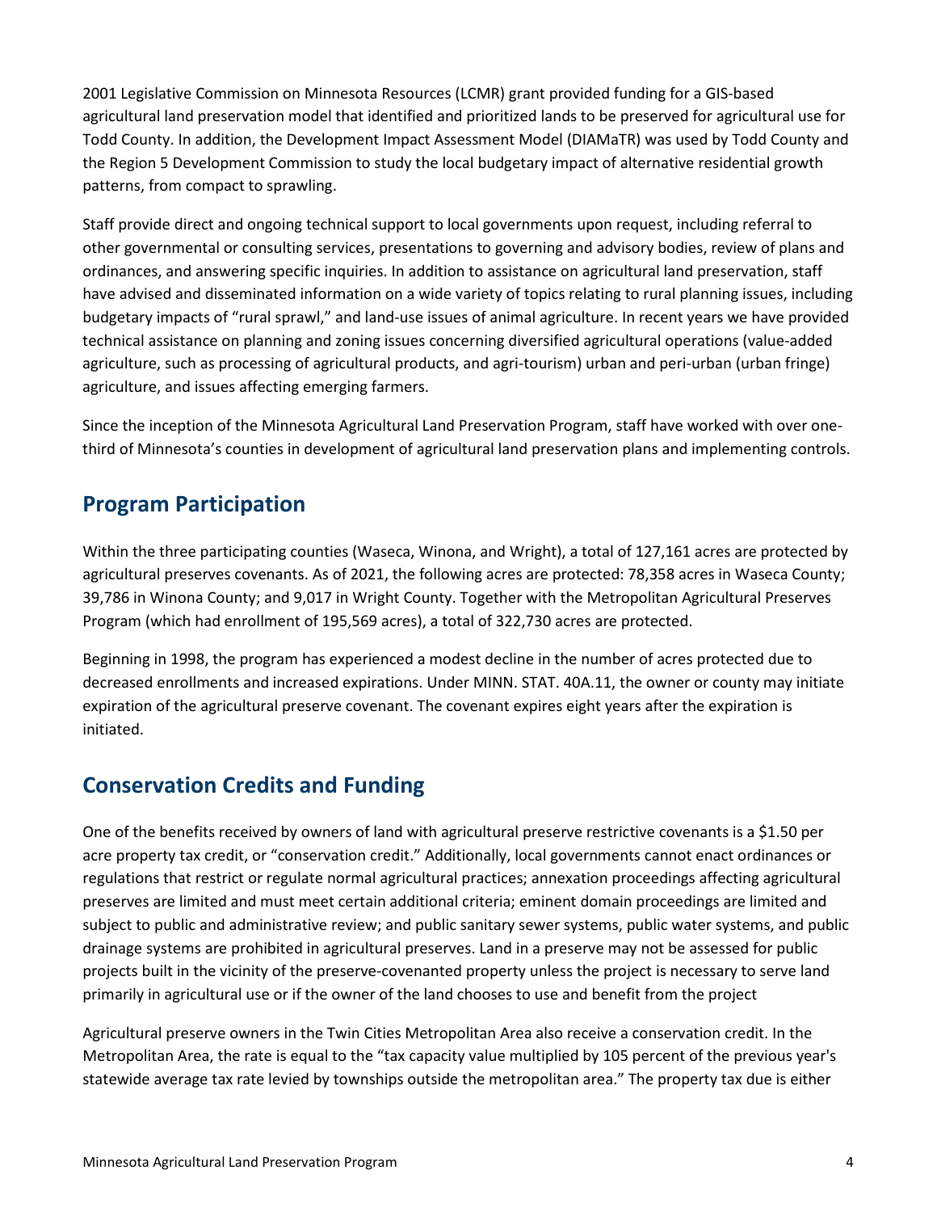2001 Legislative Commission on Minnesota Resources (LCMR) grant provided funding for a GIS-based agricultural land preservation model that identified and prioritized lands to be preserved for agricultural use for Todd County. In addition, the Development Impact Assessment Model (DIAMaTR) was used by Todd County and the Region 5 Development Commission to study the local budgetary impact of alternative residential growth patterns, from compact to sprawling.

Staff provide direct and ongoing technical support to local governments upon request, including referral to other governmental or consulting services, presentations to governing and advisory bodies, review of plans and ordinances, and answering specific inquiries. In addition to assistance on agricultural land preservation, staff have advised and disseminated information on a wide variety of topics relating to rural planning issues, including budgetary impacts of "rural sprawl," and land-use issues of animal agriculture. In recent years we have provided technical assistance on planning and zoning issues concerning diversified agricultural operations (value-added agriculture, such as processing of agricultural products, and agri-tourism) urban and peri-urban (urban fringe) agriculture, and issues affecting emerging farmers.

Since the inception of the Minnesota Agricultural Land Preservation Program, staff have worked with over one-third of Minnesota's counties in development of agricultural land preservation plans and implementing controls.

## Program Participation

Within the three participating counties (Waseca, Winona, and Wright), a total of 127,161 acres are protected by agricultural preserves covenants. As of 2021, the following acres are protected: 78,358 acres in Waseca County; 39,786 in Winona County; and 9,017 in Wright County. Together with the Metropolitan Agricultural Preserves Program (which had enrollment of 195,569 acres), a total of 322,730 acres are protected.

Beginning in 1998, the program has experienced a modest decline in the number of acres protected due to decreased enrollments and increased expirations. Under MINN. STAT. 40A.11, the owner or county may initiate expiration of the agricultural preserve covenant. The covenant expires eight years after the expiration is initiated.

## Conservation Credits and Funding

One of the benefits received by owners of land with agricultural preserve restrictive covenants is a $1.50 per acre property tax credit, or "conservation credit." Additionally, local governments cannot enact ordinances or regulations that restrict or regulate normal agricultural practices; annexation proceedings affecting agricultural preserves are limited and must meet certain additional criteria; eminent domain proceedings are limited and subject to public and administrative review; and public sanitary sewer systems, public water systems, and public drainage systems are prohibited in agricultural preserves. Land in a preserve may not be assessed for public projects built in the vicinity of the preserve-covenanted property unless the project is necessary to serve land primarily in agricultural use or if the owner of the land chooses to use and benefit from the project

Agricultural preserve owners in the Twin Cities Metropolitan Area also receive a conservation credit. In the Metropolitan Area, the rate is equal to the "tax capacity value multiplied by 105 percent of the previous year's statewide average tax rate levied by townships outside the metropolitan area." The property tax due is either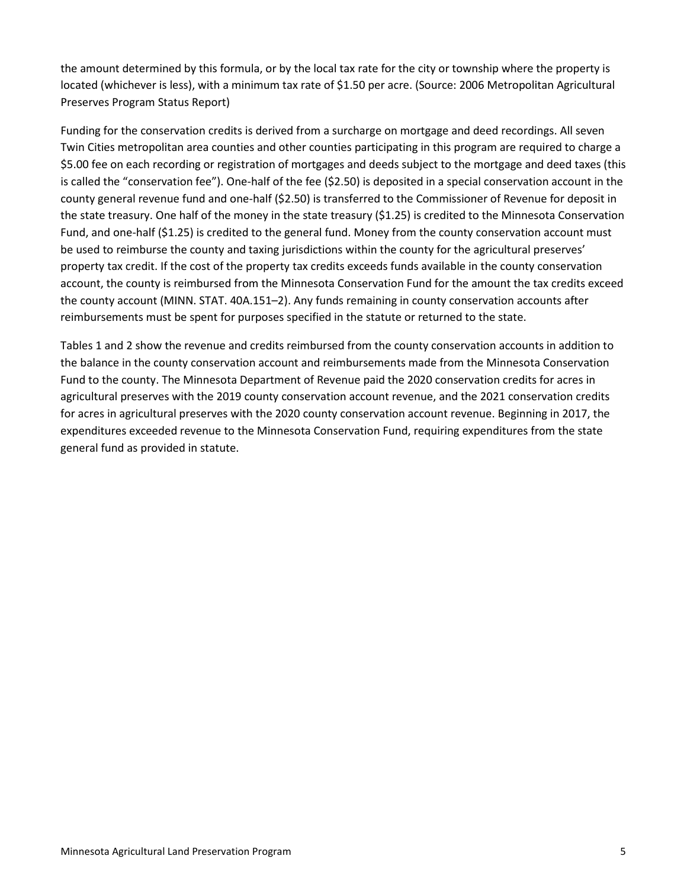the amount determined by this formula, or by the local tax rate for the city or township where the property is located (whichever is less), with a minimum tax rate of $1.50 per acre. (Source: 2006 Metropolitan Agricultural Preserves Program Status Report)

Funding for the conservation credits is derived from a surcharge on mortgage and deed recordings. All seven Twin Cities metropolitan area counties and other counties participating in this program are required to charge a $5.00 fee on each recording or registration of mortgages and deeds subject to the mortgage and deed taxes (this is called the "conservation fee"). One-half of the fee ($2.50) is deposited in a special conservation account in the county general revenue fund and one-half ($2.50) is transferred to the Commissioner of Revenue for deposit in the state treasury. One half of the money in the state treasury ($1.25) is credited to the Minnesota Conservation Fund, and one-half ($1.25) is credited to the general fund. Money from the county conservation account must be used to reimburse the county and taxing jurisdictions within the county for the agricultural preserves' property tax credit. If the cost of the property tax credits exceeds funds available in the county conservation account, the county is reimbursed from the Minnesota Conservation Fund for the amount the tax credits exceed the county account (MINN. STAT. 40A.151–2). Any funds remaining in county conservation accounts after reimbursements must be spent for purposes specified in the statute or returned to the state.

Tables 1 and 2 show the revenue and credits reimbursed from the county conservation accounts in addition to the balance in the county conservation account and reimbursements made from the Minnesota Conservation Fund to the county. The Minnesota Department of Revenue paid the 2020 conservation credits for acres in agricultural preserves with the 2019 county conservation account revenue, and the 2021 conservation credits for acres in agricultural preserves with the 2020 county conservation account revenue. Beginning in 2017, the expenditures exceeded revenue to the Minnesota Conservation Fund, requiring expenditures from the state general fund as provided in statute.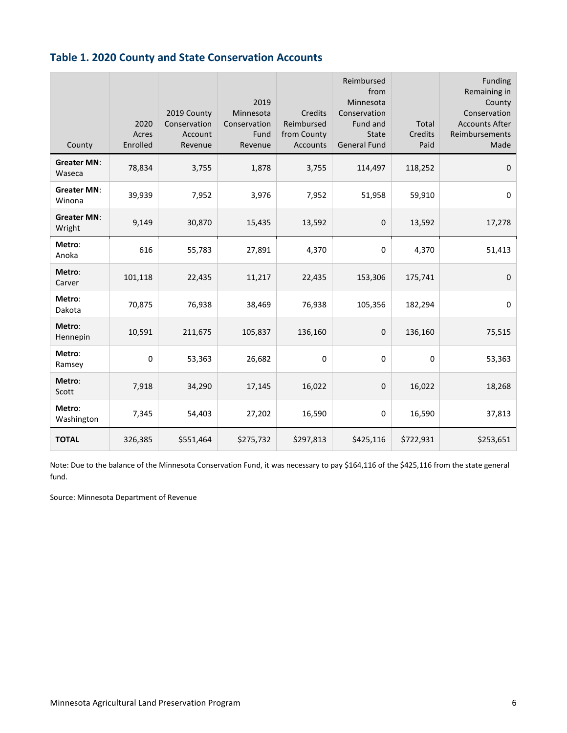## Table 1. 2020 County and State Conservation Accounts

| County | 2020 Acres Enrolled | 2019 County Conservation Account Revenue | 2019 Minnesota Conservation Fund Revenue | Credits Reimbursed from County Accounts | Reimbursed from Minnesota Conservation Fund and State General Fund | Total Credits Paid | Funding Remaining in County Conservation Accounts After Reimbursements Made |
|---|---|---|---|---|---|---|---|
| **Greater MN**: Waseca | 78,834 | 3,755 | 1,878 | 3,755 | 114,497 | 118,252 | 0 |
| **Greater MN**: Winona | 39,939 | 7,952 | 3,976 | 7,952 | 51,958 | 59,910 | 0 |
| **Greater MN**: Wright | 9,149 | 30,870 | 15,435 | 13,592 | 0 | 13,592 | 17,278 |
| **Metro**: Anoka | 616 | 55,783 | 27,891 | 4,370 | 0 | 4,370 | 51,413 |
| **Metro**: Carver | 101,118 | 22,435 | 11,217 | 22,435 | 153,306 | 175,741 | 0 |
| **Metro**: Dakota | 70,875 | 76,938 | 38,469 | 76,938 | 105,356 | 182,294 | 0 |
| **Metro**: Hennepin | 10,591 | 211,675 | 105,837 | 136,160 | 0 | 136,160 | 75,515 |
| **Metro**: Ramsey | 0 | 53,363 | 26,682 | 0 | 0 | 0 | 53,363 |
| **Metro**: Scott | 7,918 | 34,290 | 17,145 | 16,022 | 0 | 16,022 | 18,268 |
| **Metro**: Washington | 7,345 | 54,403 | 27,202 | 16,590 | 0 | 16,590 | 37,813 |
| **TOTAL** | 326,385 | $551,464 | $275,732 | $297,813 | $425,116 | $722,931 | $253,651 |

Note: Due to the balance of the Minnesota Conservation Fund, it was necessary to pay $164,116 of the $425,116 from the state general fund.

Source: Minnesota Department of Revenue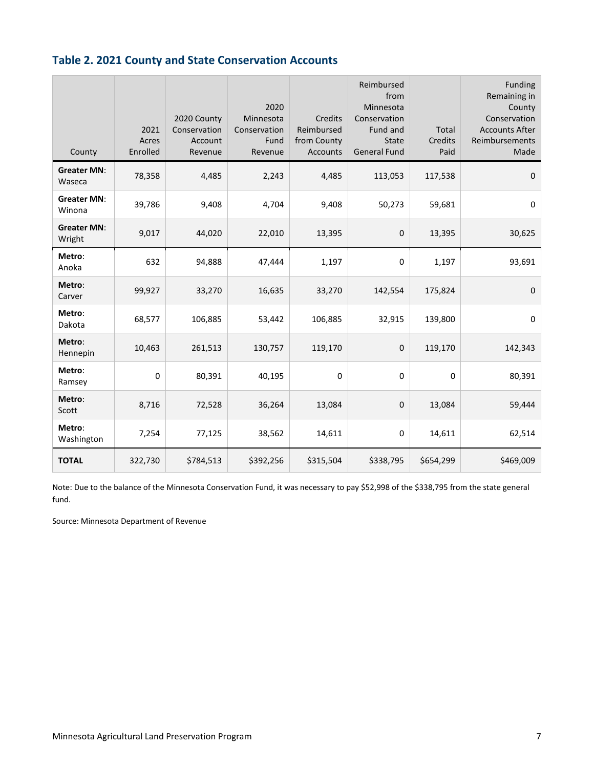## Table 2. 2021 County and State Conservation Accounts

| County | 2021 Acres Enrolled | 2020 County Conservation Account Revenue | 2020 Minnesota Conservation Fund Revenue | Credits Reimbursed from County Accounts | Reimbursed from Minnesota Conservation Fund and State General Fund | Total Credits Paid | Funding Remaining in County Conservation Accounts After Reimbursements Made |
|---|---|---|---|---|---|---|---|
| **Greater MN**: Waseca | 78,358 | 4,485 | 2,243 | 4,485 | 113,053 | 117,538 | 0 |
| **Greater MN**: Winona | 39,786 | 9,408 | 4,704 | 9,408 | 50,273 | 59,681 | 0 |
| **Greater MN**: Wright | 9,017 | 44,020 | 22,010 | 13,395 | 0 | 13,395 | 30,625 |
| **Metro**: Anoka | 632 | 94,888 | 47,444 | 1,197 | 0 | 1,197 | 93,691 |
| **Metro**: Carver | 99,927 | 33,270 | 16,635 | 33,270 | 142,554 | 175,824 | 0 |
| **Metro**: Dakota | 68,577 | 106,885 | 53,442 | 106,885 | 32,915 | 139,800 | 0 |
| **Metro**: Hennepin | 10,463 | 261,513 | 130,757 | 119,170 | 0 | 119,170 | 142,343 |
| **Metro**: Ramsey | 0 | 80,391 | 40,195 | 0 | 0 | 0 | 80,391 |
| **Metro**: Scott | 8,716 | 72,528 | 36,264 | 13,084 | 0 | 13,084 | 59,444 |
| **Metro**: Washington | 7,254 | 77,125 | 38,562 | 14,611 | 0 | 14,611 | 62,514 |
| **TOTAL** | 322,730 | $784,513 | $392,256 | $315,504 | $338,795 | $654,299 | $469,009 |

Note: Due to the balance of the Minnesota Conservation Fund, it was necessary to pay $52,998 of the $338,795 from the state general fund.

Source: Minnesota Department of Revenue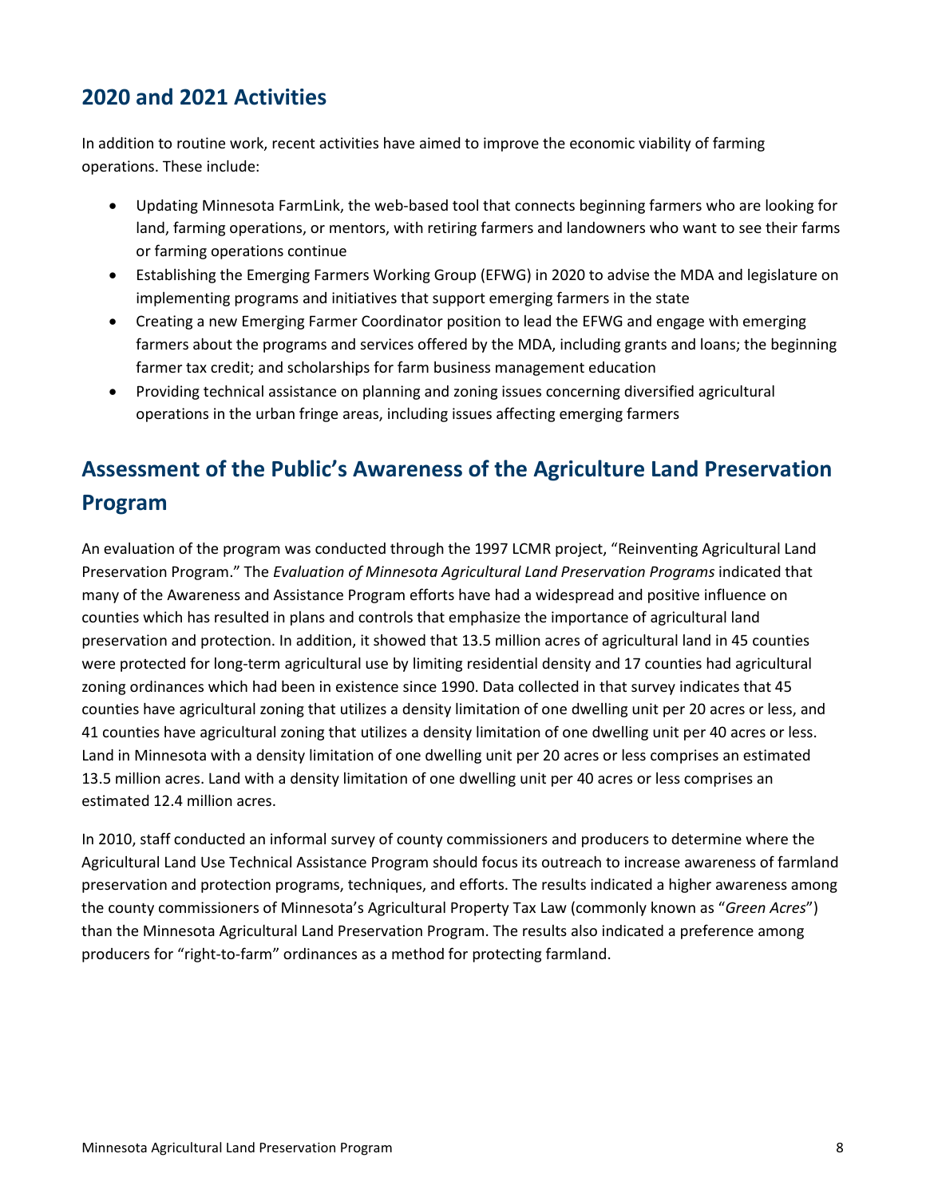## 2020 and 2021 Activities

In addition to routine work, recent activities have aimed to improve the economic viability of farming operations. These include:

- Updating Minnesota FarmLink, the web-based tool that connects beginning farmers who are looking for land, farming operations, or mentors, with retiring farmers and landowners who want to see their farms or farming operations continue
- Establishing the Emerging Farmers Working Group (EFWG) in 2020 to advise the MDA and legislature on implementing programs and initiatives that support emerging farmers in the state
- Creating a new Emerging Farmer Coordinator position to lead the EFWG and engage with emerging farmers about the programs and services offered by the MDA, including grants and loans; the beginning farmer tax credit; and scholarships for farm business management education
- Providing technical assistance on planning and zoning issues concerning diversified agricultural operations in the urban fringe areas, including issues affecting emerging farmers

## Assessment of the Public's Awareness of the Agriculture Land Preservation Program

An evaluation of the program was conducted through the 1997 LCMR project, "Reinventing Agricultural Land Preservation Program." The *Evaluation of Minnesota Agricultural Land Preservation Programs* indicated that many of the Awareness and Assistance Program efforts have had a widespread and positive influence on counties which has resulted in plans and controls that emphasize the importance of agricultural land preservation and protection. In addition, it showed that 13.5 million acres of agricultural land in 45 counties were protected for long-term agricultural use by limiting residential density and 17 counties had agricultural zoning ordinances which had been in existence since 1990. Data collected in that survey indicates that 45 counties have agricultural zoning that utilizes a density limitation of one dwelling unit per 20 acres or less, and 41 counties have agricultural zoning that utilizes a density limitation of one dwelling unit per 40 acres or less. Land in Minnesota with a density limitation of one dwelling unit per 20 acres or less comprises an estimated 13.5 million acres. Land with a density limitation of one dwelling unit per 40 acres or less comprises an estimated 12.4 million acres.

In 2010, staff conducted an informal survey of county commissioners and producers to determine where the Agricultural Land Use Technical Assistance Program should focus its outreach to increase awareness of farmland preservation and protection programs, techniques, and efforts. The results indicated a higher awareness among the county commissioners of Minnesota's Agricultural Property Tax Law (commonly known as "*Green Acres*") than the Minnesota Agricultural Land Preservation Program. The results also indicated a preference among producers for "right-to-farm" ordinances as a method for protecting farmland.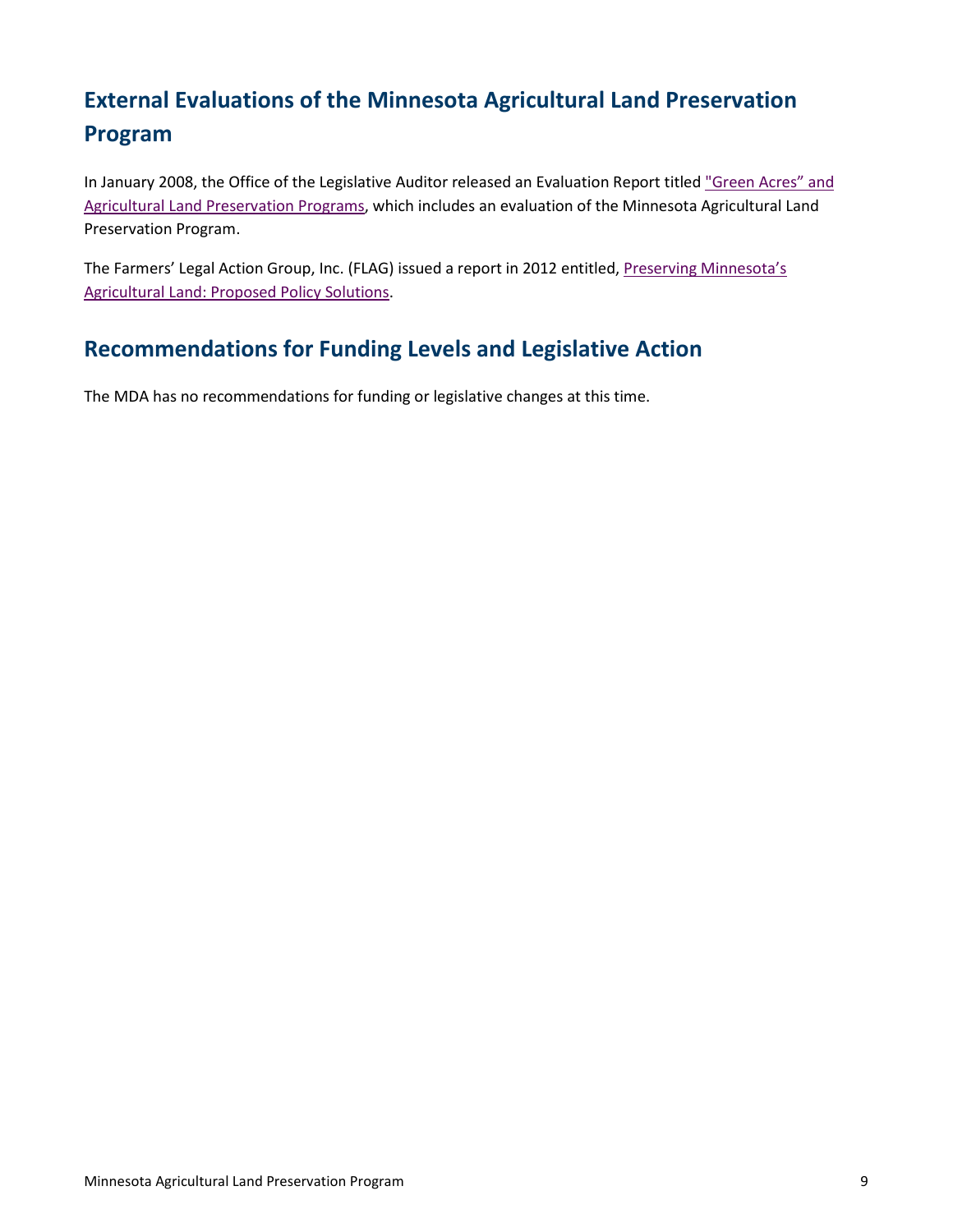## External Evaluations of the Minnesota Agricultural Land Preservation Program

In January 2008, the Office of the Legislative Auditor released an Evaluation Report titled "Green Acres" and Agricultural Land Preservation Programs, which includes an evaluation of the Minnesota Agricultural Land Preservation Program.

The Farmers' Legal Action Group, Inc. (FLAG) issued a report in 2012 entitled, Preserving Minnesota's Agricultural Land: Proposed Policy Solutions.

## Recommendations for Funding Levels and Legislative Action

The MDA has no recommendations for funding or legislative changes at this time.